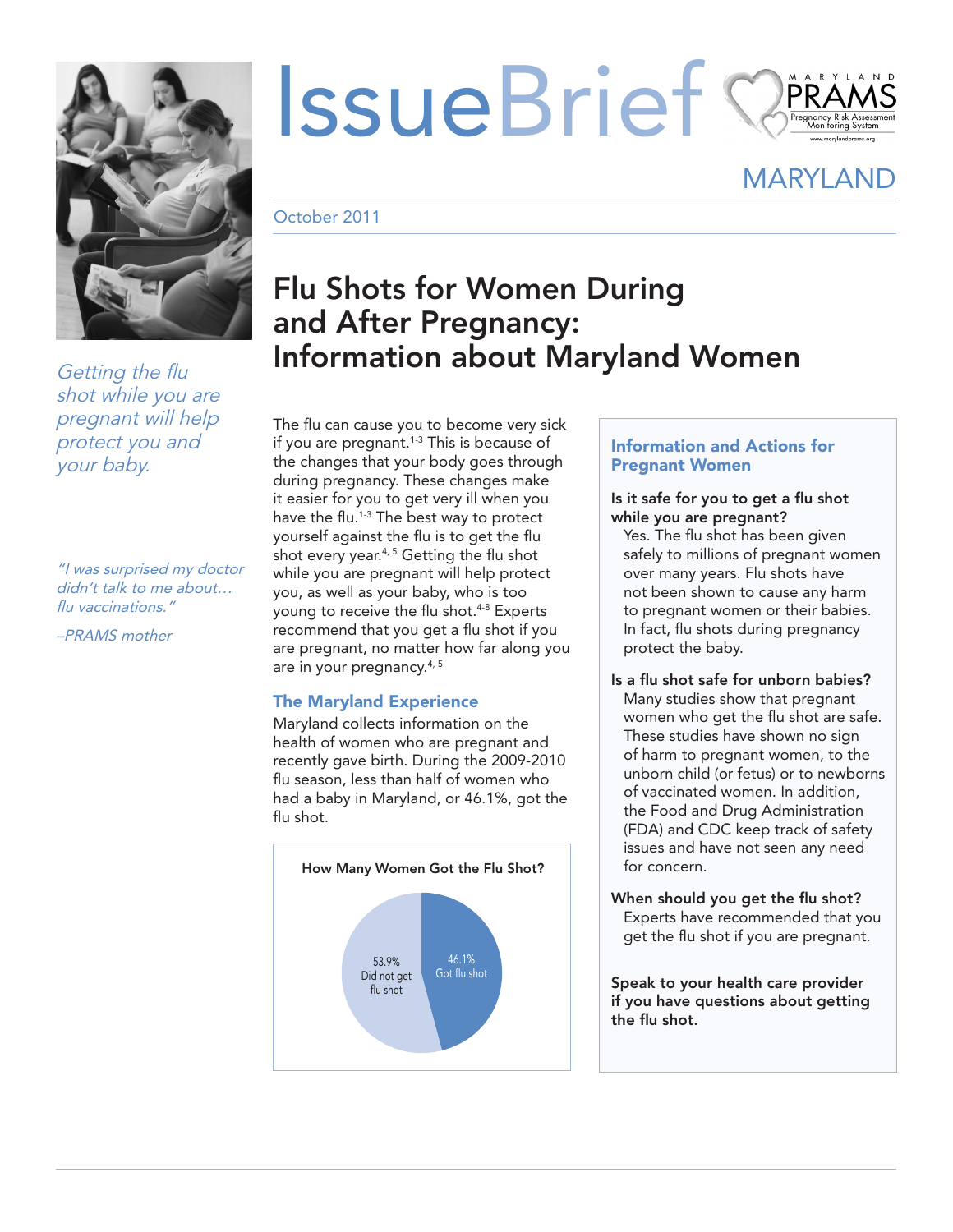# IssueBrief

MARYLAND PRAMS
Pregnancy Risk Assessment Monitoring System
www.marylandprams.org

MARYLAND

October 2011

# Flu Shots for Women During and After Pregnancy: Information about Maryland Women

*Getting the flu shot while you are pregnant will help protect you and your baby.*

*"I was surprised my doctor didn't talk to me about… flu vaccinations."*

*–PRAMS mother*

The flu can cause you to become very sick if you are pregnant.[1-3] This is because of the changes that your body goes through during pregnancy. These changes make it easier for you to get very ill when you have the flu.[1-3] The best way to protect yourself against the flu is to get the flu shot every year.[4,5] Getting the flu shot while you are pregnant will help protect you, as well as your baby, who is too young to receive the flu shot.[4-8] Experts recommend that you get a flu shot if you are pregnant, no matter how far along you are in your pregnancy.[4,5]

## The Maryland Experience

Maryland collects information on the health of women who are pregnant and recently gave birth. During the 2009-2010 flu season, less than half of women who had a baby in Maryland, or 46.1%, got the flu shot.

**How Many Women Got the Flu Shot?**

| Response | Percent |
| --- | --- |
| Got flu shot | 46.1% |
| Did not get flu shot | 53.9% |

## Information and Actions for Pregnant Women

**Is it safe for you to get a flu shot while you are pregnant?**
Yes. The flu shot has been given safely to millions of pregnant women over many years. Flu shots have not been shown to cause any harm to pregnant women or their babies. In fact, flu shots during pregnancy protect the baby.

**Is a flu shot safe for unborn babies?**
Many studies show that pregnant women who get the flu shot are safe. These studies have shown no sign of harm to pregnant women, to the unborn child (or fetus) or to newborns of vaccinated women. In addition, the Food and Drug Administration (FDA) and CDC keep track of safety issues and have not seen any need for concern.

**When should you get the flu shot?**
Experts have recommended that you get the flu shot if you are pregnant.

**Speak to your health care provider if you have questions about getting the flu shot.**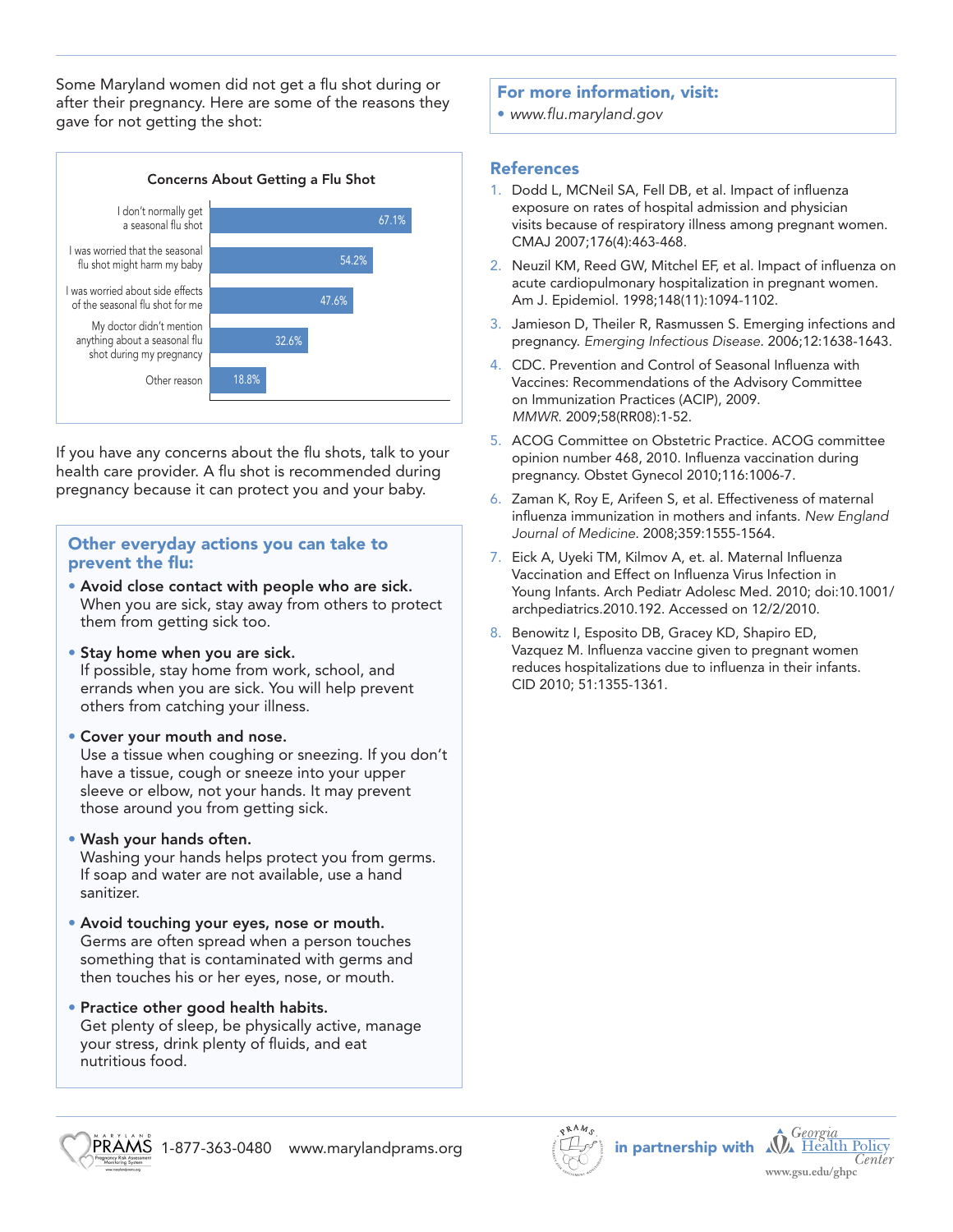Some Maryland women did not get a flu shot during or after their pregnancy. Here are some of the reasons they gave for not getting the shot:

**Concerns About Getting a Flu Shot**

I don't normally get a seasonal flu shot
67.1%

I was worried that the seasonal flu shot might harm my baby
54.2%

I was worried about side effects of the seasonal flu shot for me
47.6%

My doctor didn't mention anything about a seasonal flu shot during my pregnancy
32.6%

Other reason
18.8%

If you have any concerns about the flu shots, talk to your health care provider. A flu shot is recommended during pregnancy because it can protect you and your baby.

## Other everyday actions you can take to prevent the flu:

- **Avoid close contact with people who are sick.**
  When you are sick, stay away from others to protect them from getting sick too.
- **Stay home when you are sick.**
  If possible, stay home from work, school, and errands when you are sick. You will help prevent others from catching your illness.
- **Cover your mouth and nose.**
  Use a tissue when coughing or sneezing. If you don't have a tissue, cough or sneeze into your upper sleeve or elbow, not your hands. It may prevent those around you from getting sick.
- **Wash your hands often.**
  Washing your hands helps protect you from germs. If soap and water are not available, use a hand sanitizer.
- **Avoid touching your eyes, nose or mouth.**
  Germs are often spread when a person touches something that is contaminated with germs and then touches his or her eyes, nose, or mouth.
- **Practice other good health habits.**
  Get plenty of sleep, be physically active, manage your stress, drink plenty of fluids, and eat nutritious food.

## For more information, visit:

- *www.flu.maryland.gov*

## References

1. Dodd L, MCNeil SA, Fell DB, et al. Impact of influenza exposure on rates of hospital admission and physician visits because of respiratory illness among pregnant women. CMAJ 2007;176(4):463-468.
2. Neuzil KM, Reed GW, Mitchel EF, et al. Impact of influenza on acute cardiopulmonary hospitalization in pregnant women. Am J. Epidemiol. 1998;148(11):1094-1102.
3. Jamieson D, Theiler R, Rasmussen S. Emerging infections and pregnancy. *Emerging Infectious Disease*. 2006;12:1638-1643.
4. CDC. Prevention and Control of Seasonal Influenza with Vaccines: Recommendations of the Advisory Committee on Immunization Practices (ACIP), 2009. *MMWR*. 2009;58(RR08):1-52.
5. ACOG Committee on Obstetric Practice. ACOG committee opinion number 468, 2010. Influenza vaccination during pregnancy. Obstet Gynecol 2010;116:1006-7.
6. Zaman K, Roy E, Arifeen S, et al. Effectiveness of maternal influenza immunization in mothers and infants. *New England Journal of Medicine*. 2008;359:1555-1564.
7. Eick A, Uyeki TM, Kilmov A, et. al. Maternal Influenza Vaccination and Effect on Influenza Virus Infection in Young Infants. Arch Pediatr Adolesc Med. 2010; doi:10.1001/archpediatrics.2010.192. Accessed on 12/2/2010.
8. Benowitz I, Esposito DB, Gracey KD, Shapiro ED, Vazquez M. Influenza vaccine given to pregnant women reduces hospitalizations due to influenza in their infants. CID 2010; 51:1355-1361.

MARYLAND PRAMS 1-877-363-0480 www.marylandprams.org

in partnership with Georgia Health Policy Center www.gsu.edu/ghpc